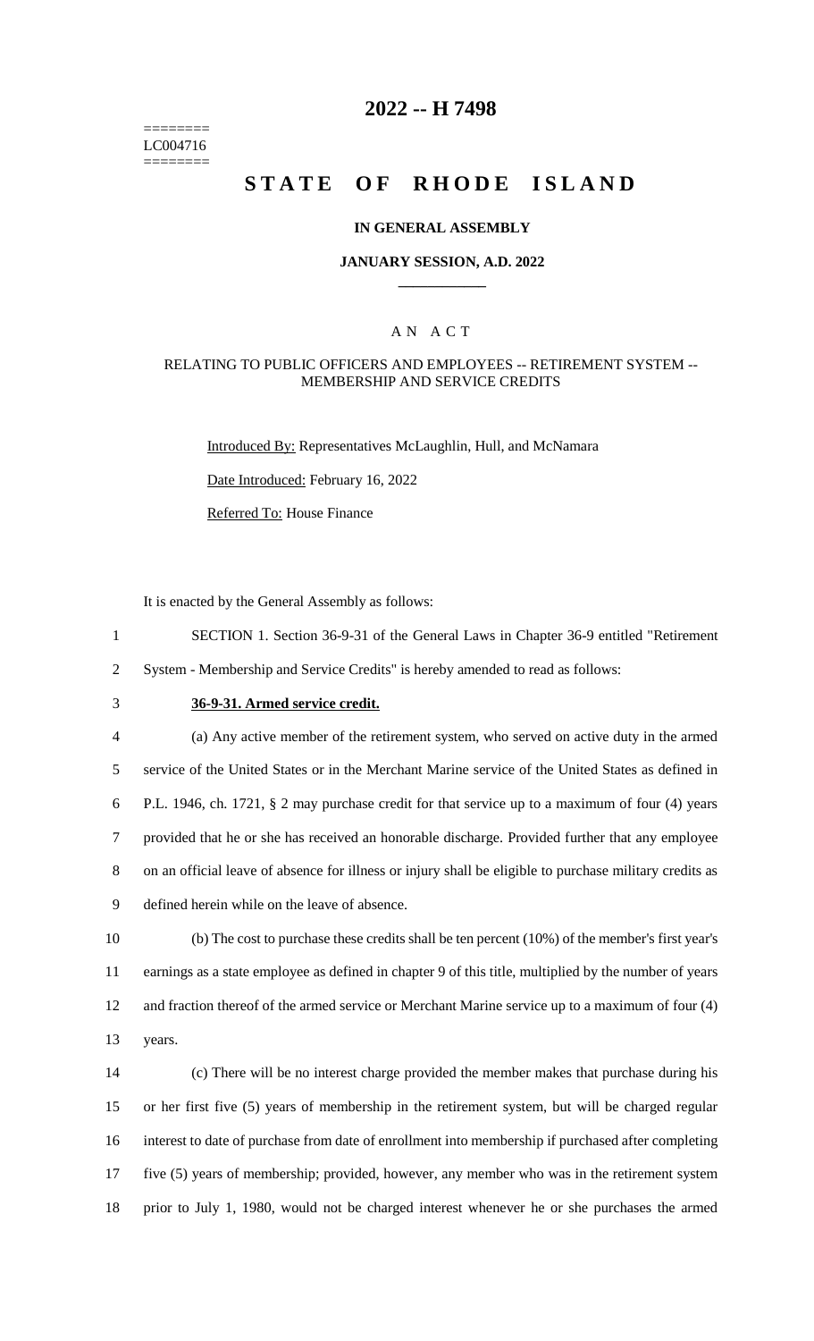======== LC004716 ========

# 2022 -- H 7498

# STATE OF RHODE ISLAND

## IN GENERAL ASSEMBLY

### JANUARY SESSION, A.D. 2022

### A N A C T

RELATING TO PUBLIC OFFICERS AND EMPLOYEES -- RETIREMENT SYSTEM -- MEMBERSHIP AND SERVICE CREDITS

Introduced By: Representatives McLaughlin, Hull, and McNamara

Date Introduced: February 16, 2022

Referred To: House Finance

It is enacted by the General Assembly as follows:

SECTION 1. Section 36-9-31 of the General Laws in Chapter 36-9 entitled "Retirement System - Membership and Service Credits" is hereby amended to read as follows:

**36-9-31. Armed service credit.**

(a) Any active member of the retirement system, who served on active duty in the armed service of the United States or in the Merchant Marine service of the United States as defined in P.L. 1946, ch. 1721, § 2 may purchase credit for that service up to a maximum of four (4) years provided that he or she has received an honorable discharge. Provided further that any employee on an official leave of absence for illness or injury shall be eligible to purchase military credits as defined herein while on the leave of absence.

(b) The cost to purchase these credits shall be ten percent (10%) of the member's first year's earnings as a state employee as defined in chapter 9 of this title, multiplied by the number of years and fraction thereof of the armed service or Merchant Marine service up to a maximum of four (4) years.

(c) There will be no interest charge provided the member makes that purchase during his or her first five (5) years of membership in the retirement system, but will be charged regular interest to date of purchase from date of enrollment into membership if purchased after completing five (5) years of membership; provided, however, any member who was in the retirement system prior to July 1, 1980, would not be charged interest whenever he or she purchases the armed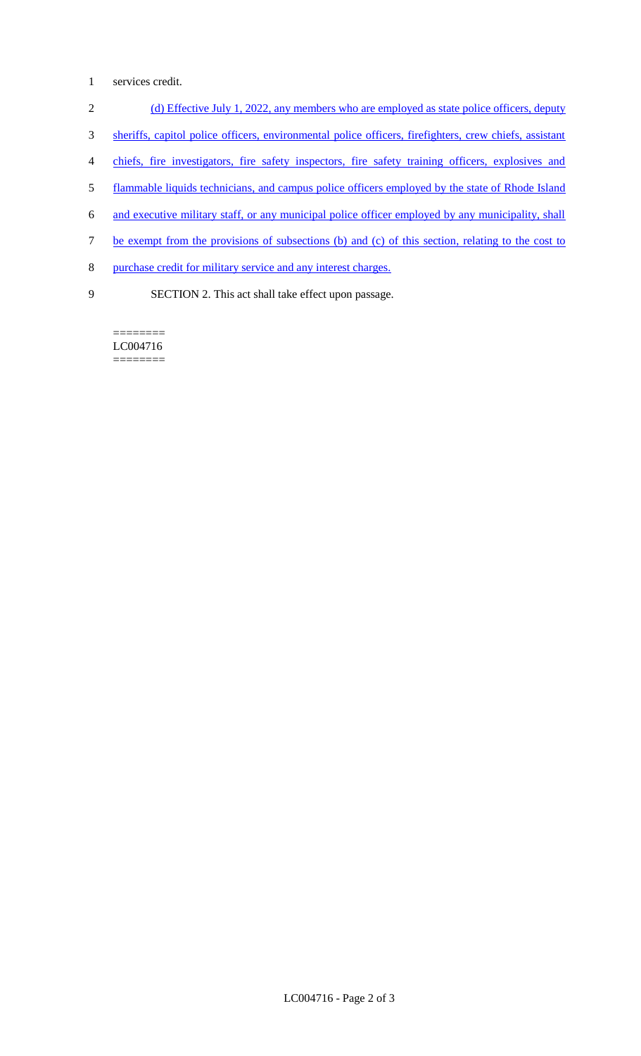services credit.

(d) Effective July 1, 2022, any members who are employed as state police officers, deputy sheriffs, capitol police officers, environmental police officers, firefighters, crew chiefs, assistant chiefs, fire investigators, fire safety inspectors, fire safety training officers, explosives and flammable liquids technicians, and campus police officers employed by the state of Rhode Island and executive military staff, or any municipal police officer employed by any municipality, shall be exempt from the provisions of subsections (b) and (c) of this section, relating to the cost to purchase credit for military service and any interest charges.

SECTION 2. This act shall take effect upon passage.

========
LC004716
========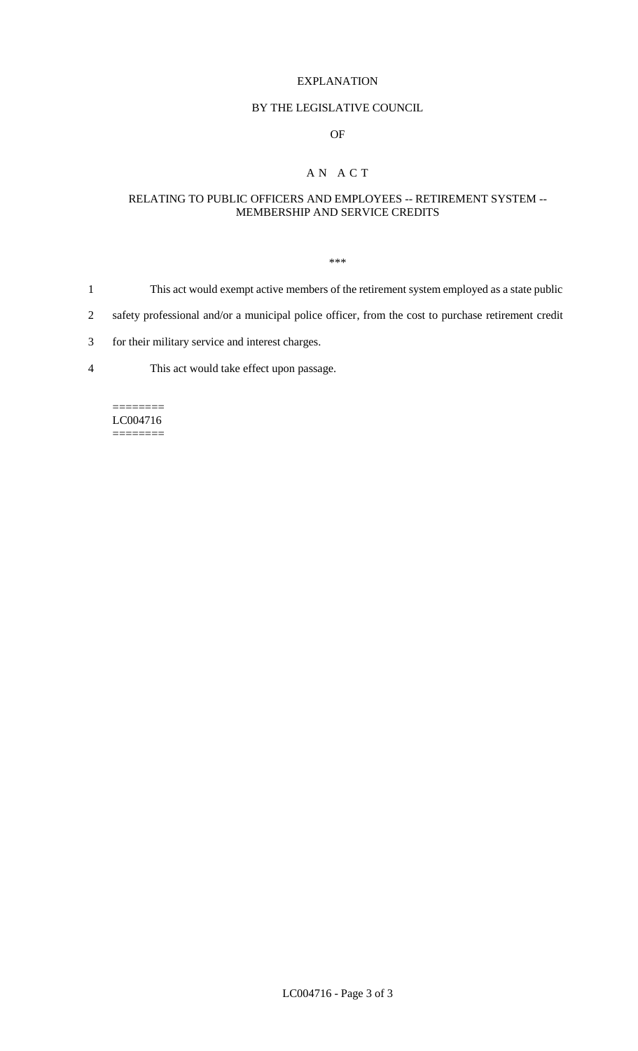EXPLANATION

BY THE LEGISLATIVE COUNCIL

OF

A N A C T

RELATING TO PUBLIC OFFICERS AND EMPLOYEES -- RETIREMENT SYSTEM -- MEMBERSHIP AND SERVICE CREDITS

\*\*\*

This act would exempt active members of the retirement system employed as a state public safety professional and/or a municipal police officer, from the cost to purchase retirement credit for their military service and interest charges.

This act would take effect upon passage.

========
LC004716
========